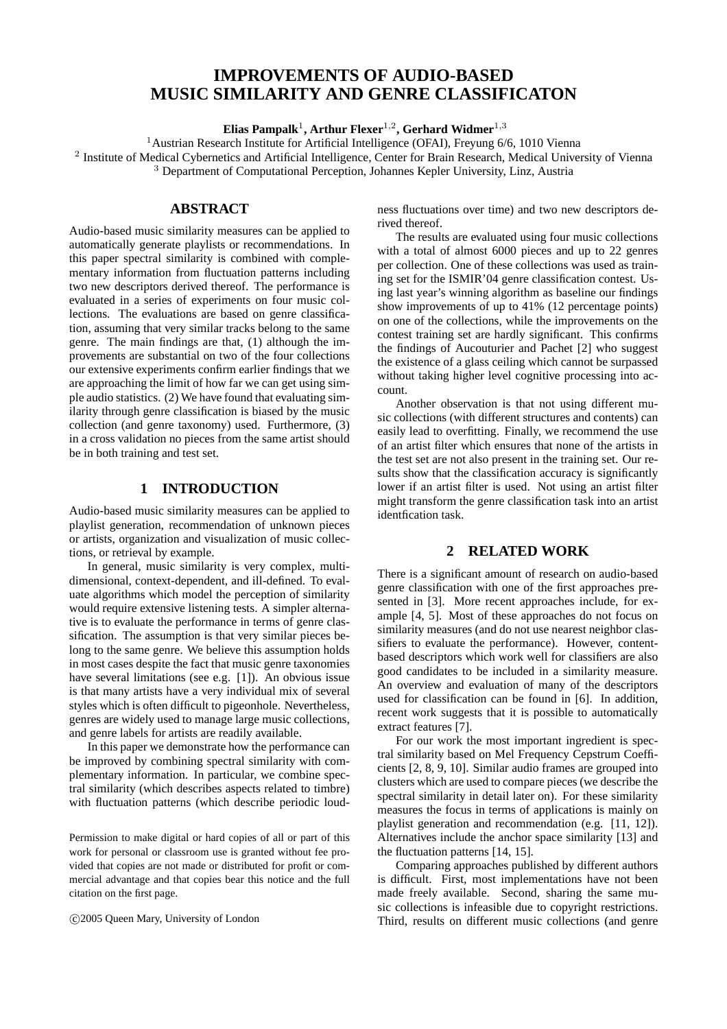# IMPROVEMENTS OF AUDIO-BASED MUSIC SIMILARITY AND GENRE CLASSIFICATON

**Elias Pampalk**[1]**, Arthur Flexer**[1,2]**, Gerhard Widmer**[1,3]

[1] Austrian Research Institute for Artificial Intelligence (OFAI), Freyung 6/6, 1010 Vienna
[2] Institute of Medical Cybernetics and Artificial Intelligence, Center for Brain Research, Medical University of Vienna
[3] Department of Computational Perception, Johannes Kepler University, Linz, Austria

## ABSTRACT

Audio-based music similarity measures can be applied to automatically generate playlists or recommendations. In this paper spectral similarity is combined with complementary information from fluctuation patterns including two new descriptors derived thereof. The performance is evaluated in a series of experiments on four music collections. The evaluations are based on genre classification, assuming that very similar tracks belong to the same genre. The main findings are that, (1) although the improvements are substantial on two of the four collections our extensive experiments confirm earlier findings that we are approaching the limit of how far we can get using simple audio statistics. (2) We have found that evaluating similarity through genre classification is biased by the music collection (and genre taxonomy) used. Furthermore, (3) in a cross validation no pieces from the same artist should be in both training and test set.

## 1 INTRODUCTION

Audio-based music similarity measures can be applied to playlist generation, recommendation of unknown pieces or artists, organization and visualization of music collections, or retrieval by example.

In general, music similarity is very complex, multi-dimensional, context-dependent, and ill-defined. To evaluate algorithms which model the perception of similarity would require extensive listening tests. A simpler alternative is to evaluate the performance in terms of genre classification. The assumption is that very similar pieces belong to the same genre. We believe this assumption holds in most cases despite the fact that music genre taxonomies have several limitations (see e.g. [1]). An obvious issue is that many artists have a very individual mix of several styles which is often difficult to pigeonhole. Nevertheless, genres are widely used to manage large music collections, and genre labels for artists are readily available.

In this paper we demonstrate how the performance can be improved by combining spectral similarity with complementary information. In particular, we combine spectral similarity (which describes aspects related to timbre) with fluctuation patterns (which describe periodic loudness fluctuations over time) and two new descriptors derived thereof.

The results are evaluated using four music collections with a total of almost 6000 pieces and up to 22 genres per collection. One of these collections was used as training set for the ISMIR'04 genre classification contest. Using last year's winning algorithm as baseline our findings show improvements of up to 41% (12 percentage points) on one of the collections, while the improvements on the contest training set are hardly significant. This confirms the findings of Aucouturier and Pachet [2] who suggest the existence of a glass ceiling which cannot be surpassed without taking higher level cognitive processing into account.

Another observation is that not using different music collections (with different structures and contents) can easily lead to overfitting. Finally, we recommend the use of an artist filter which ensures that none of the artists in the test set are not also present in the training set. Our results show that the classification accuracy is significantly lower if an artist filter is used. Not using an artist filter might transform the genre classification task into an artist identfication task.

## 2 RELATED WORK

There is a significant amount of research on audio-based genre classification with one of the first approaches presented in [3]. More recent approaches include, for example [4, 5]. Most of these approaches do not focus on similarity measures (and do not use nearest neighbor classifiers to evaluate the performance). However, content-based descriptors which work well for classifiers are also good candidates to be included in a similarity measure. An overview and evaluation of many of the descriptors used for classification can be found in [6]. In addition, recent work suggests that it is possible to automatically extract features [7].

For our work the most important ingredient is spectral similarity based on Mel Frequency Cepstrum Coefficients [2, 8, 9, 10]. Similar audio frames are grouped into clusters which are used to compare pieces (we describe the spectral similarity in detail later on). For these similarity measures the focus in terms of applications is mainly on playlist generation and recommendation (e.g. [11, 12]). Alternatives include the anchor space similarity [13] and the fluctuation patterns [14, 15].

Comparing approaches published by different authors is difficult. First, most implementations have not been made freely available. Second, sharing the same music collections is infeasible due to copyright restrictions. Third, results on different music collections (and genre

Permission to make digital or hard copies of all or part of this work for personal or classroom use is granted without fee provided that copies are not made or distributed for profit or commercial advantage and that copies bear this notice and the full citation on the first page.

©2005 Queen Mary, University of London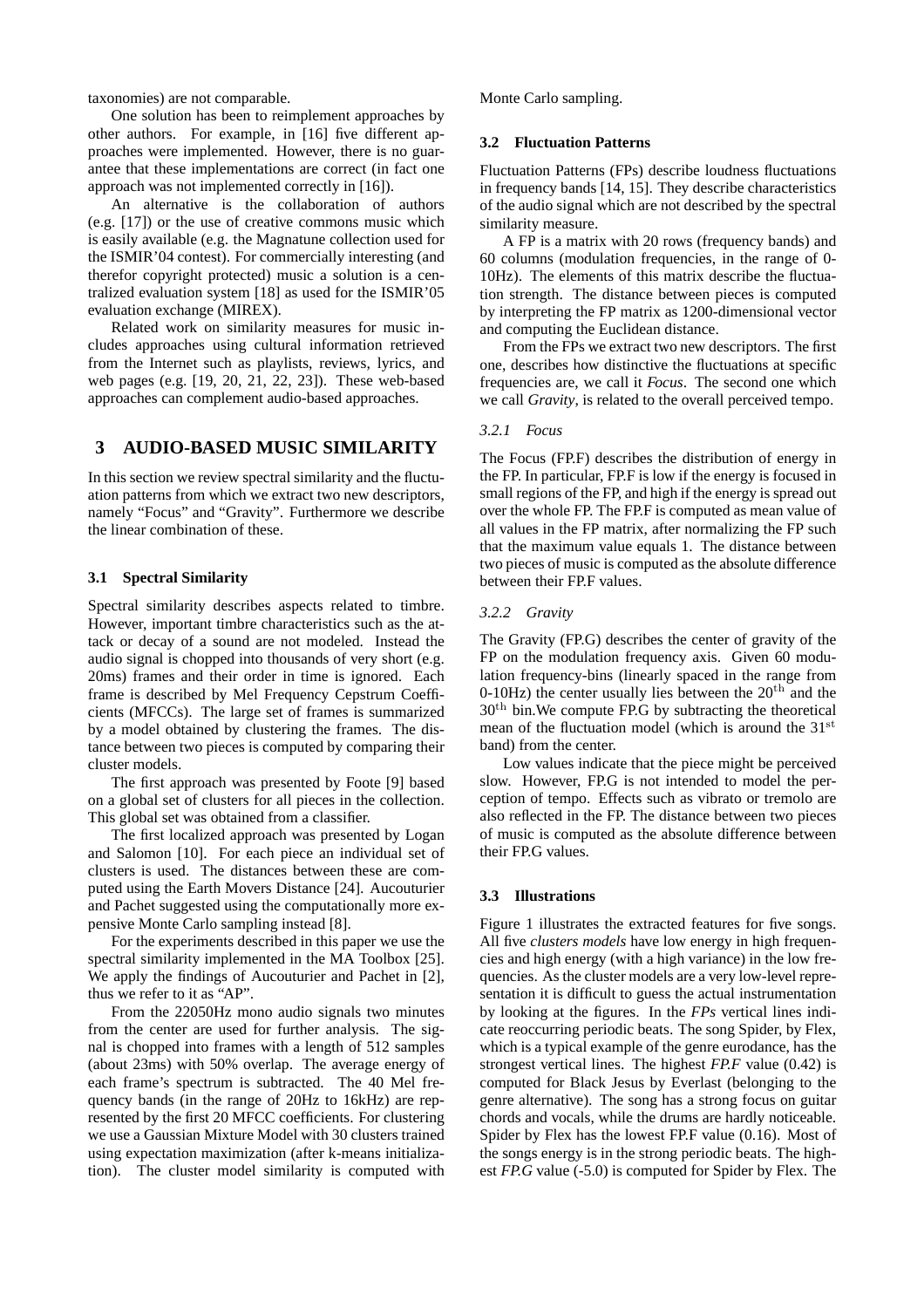taxonomies) are not comparable.

One solution has been to reimplement approaches by other authors. For example, in [16] five different approaches were implemented. However, there is no guarantee that these implementations are correct (in fact one approach was not implemented correctly in [16]).

An alternative is the collaboration of authors (e.g. [17]) or the use of creative commons music which is easily available (e.g. the Magnatune collection used for the ISMIR'04 contest). For commercially interesting (and therefor copyright protected) music a solution is a centralized evaluation system [18] as used for the ISMIR'05 evaluation exchange (MIREX).

Related work on similarity measures for music includes approaches using cultural information retrieved from the Internet such as playlists, reviews, lyrics, and web pages (e.g. [19, 20, 21, 22, 23]). These web-based approaches can complement audio-based approaches.

# 3 AUDIO-BASED MUSIC SIMILARITY

In this section we review spectral similarity and the fluctuation patterns from which we extract two new descriptors, namely "Focus" and "Gravity". Furthermore we describe the linear combination of these.

## 3.1 Spectral Similarity

Spectral similarity describes aspects related to timbre. However, important timbre characteristics such as the attack or decay of a sound are not modeled. Instead the audio signal is chopped into thousands of very short (e.g. 20ms) frames and their order in time is ignored. Each frame is described by Mel Frequency Cepstrum Coefficients (MFCCs). The large set of frames is summarized by a model obtained by clustering the frames. The distance between two pieces is computed by comparing their cluster models.

The first approach was presented by Foote [9] based on a global set of clusters for all pieces in the collection. This global set was obtained from a classifier.

The first localized approach was presented by Logan and Salomon [10]. For each piece an individual set of clusters is used. The distances between these are computed using the Earth Movers Distance [24]. Aucouturier and Pachet suggested using the computationally more expensive Monte Carlo sampling instead [8].

For the experiments described in this paper we use the spectral similarity implemented in the MA Toolbox [25]. We apply the findings of Aucouturier and Pachet in [2], thus we refer to it as "AP".

From the 22050Hz mono audio signals two minutes from the center are used for further analysis. The signal is chopped into frames with a length of 512 samples (about 23ms) with 50% overlap. The average energy of each frame's spectrum is subtracted. The 40 Mel frequency bands (in the range of 20Hz to 16kHz) are represented by the first 20 MFCC coefficients. For clustering we use a Gaussian Mixture Model with 30 clusters trained using expectation maximization (after k-means initialization). The cluster model similarity is computed with Monte Carlo sampling.

## 3.2 Fluctuation Patterns

Fluctuation Patterns (FPs) describe loudness fluctuations in frequency bands [14, 15]. They describe characteristics of the audio signal which are not described by the spectral similarity measure.

A FP is a matrix with 20 rows (frequency bands) and 60 columns (modulation frequencies, in the range of 0-10Hz). The elements of this matrix describe the fluctuation strength. The distance between pieces is computed by interpreting the FP matrix as 1200-dimensional vector and computing the Euclidean distance.

From the FPs we extract two new descriptors. The first one, describes how distinctive the fluctuations at specific frequencies are, we call it *Focus*. The second one which we call *Gravity*, is related to the overall perceived tempo.

### *3.2.1 Focus*

The Focus (FP.F) describes the distribution of energy in the FP. In particular, FP.F is low if the energy is focused in small regions of the FP, and high if the energy is spread out over the whole FP. The FP.F is computed as mean value of all values in the FP matrix, after normalizing the FP such that the maximum value equals 1. The distance between two pieces of music is computed as the absolute difference between their FP.F values.

### *3.2.2 Gravity*

The Gravity (FP.G) describes the center of gravity of the FP on the modulation frequency axis. Given 60 modulation frequency-bins (linearly spaced in the range from 0-10Hz) the center usually lies between the $20^{\text{th}}$ and the $30^{\text{th}}$ bin.We compute FP.G by subtracting the theoretical mean of the fluctuation model (which is around the $31^{\text{st}}$ band) from the center.

Low values indicate that the piece might be perceived slow. However, FP.G is not intended to model the perception of tempo. Effects such as vibrato or tremolo are also reflected in the FP. The distance between two pieces of music is computed as the absolute difference between their FP.G values.

## 3.3 Illustrations

Figure 1 illustrates the extracted features for five songs. All five *clusters models* have low energy in high frequencies and high energy (with a high variance) in the low frequencies. As the cluster models are a very low-level representation it is difficult to guess the actual instrumentation by looking at the figures. In the *FPs* vertical lines indicate reoccurring periodic beats. The song Spider, by Flex, which is a typical example of the genre eurodance, has the strongest vertical lines. The highest *FP.F* value (0.42) is computed for Black Jesus by Everlast (belonging to the genre alternative). The song has a strong focus on guitar chords and vocals, while the drums are hardly noticeable. Spider by Flex has the lowest FP.F value (0.16). Most of the songs energy is in the strong periodic beats. The highest *FP.G* value (-5.0) is computed for Spider by Flex. The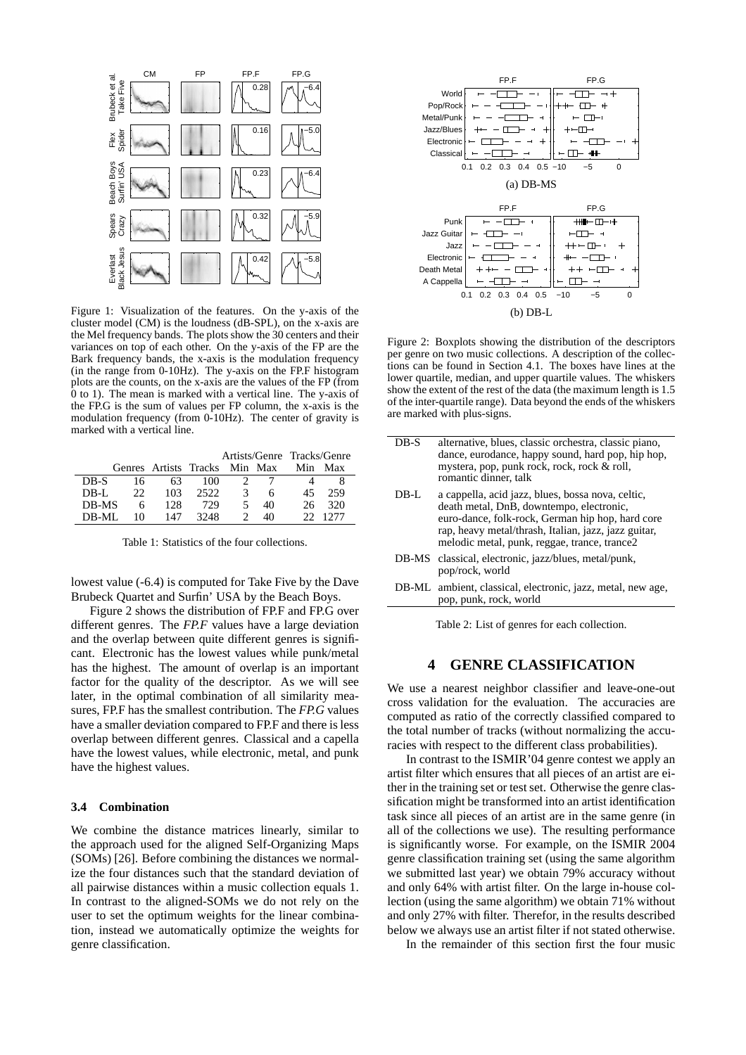Figure 1: Visualization of the features. On the y-axis of the cluster model (CM) is the loudness (dB-SPL), on the x-axis are the Mel frequency bands. The plots show the 30 centers and their variances on top of each other. On the y-axis of the FP are the Bark frequency bands, the x-axis is the modulation frequency (in the range from 0-10Hz). The y-axis on the FP.F histogram plots are the counts, on the x-axis are the values of the FP (from 0 to 1). The mean is marked with a vertical line. The y-axis of the FP.G is the sum of values per FP column, the x-axis is the modulation frequency (from 0-10Hz). The center of gravity is marked with a vertical line.

| | Genres | Artists | Tracks | Artists/Genre Min | Artists/Genre Max | Tracks/Genre Min | Tracks/Genre Max |
|---|---|---|---|---|---|---|---|
| DB-S | 16 | 63 | 100 | 2 | 7 | 4 | 8 |
| DB-L | 22 | 103 | 2522 | 3 | 6 | 45 | 259 |
| DB-MS | 6 | 128 | 729 | 5 | 40 | 26 | 320 |
| DB-ML | 10 | 147 | 3248 | 2 | 40 | 22 | 1277 |

Table 1: Statistics of the four collections.

lowest value (-6.4) is computed for Take Five by the Dave Brubeck Quartet and Surfin' USA by the Beach Boys.

Figure 2 shows the distribution of FP.F and FP.G over different genres. The *FP.F* values have a large deviation and the overlap between quite different genres is significant. Electronic has the lowest values while punk/metal has the highest. The amount of overlap is an important factor for the quality of the descriptor. As we will see later, in the optimal combination of all similarity measures, FP.F has the smallest contribution. The *FP.G* values have a smaller deviation compared to FP.F and there is less overlap between different genres. Classical and a capella have the lowest values, while electronic, metal, and punk have the highest values.

### 3.4 Combination

We combine the distance matrices linearly, similar to the approach used for the aligned Self-Organizing Maps (SOMs) [26]. Before combining the distances we normalize the four distances such that the standard deviation of all pairwise distances within a music collection equals 1. In contrast to the aligned-SOMs we do not rely on the user to set the optimum weights for the linear combination, instead we automatically optimize the weights for genre classification.

Figure 2: Boxplots showing the distribution of the descriptors per genre on two music collections. A description of the collections can be found in Section 4.1. The boxes have lines at the lower quartile, median, and upper quartile values. The whiskers show the extent of the rest of the data (the maximum length is 1.5 of the inter-quartile range). Data beyond the ends of the whiskers are marked with plus-signs.

| | |
|---|---|
| DB-S | alternative, blues, classic orchestra, classic piano, dance, eurodance, happy sound, hard pop, hip hop, mystera, pop, punk rock, rock, rock & roll, romantic dinner, talk |
| DB-L | a cappella, acid jazz, blues, bossa nova, celtic, death metal, DnB, downtempo, electronic, euro-dance, folk-rock, German hip hop, hard core rap, heavy metal/thrash, Italian, jazz, jazz guitar, melodic metal, punk, reggae, trance, trance2 |
| DB-MS | classical, electronic, jazz/blues, metal/punk, pop/rock, world |
| DB-ML | ambient, classical, electronic, jazz, metal, new age, pop, punk, rock, world |

Table 2: List of genres for each collection.

## 4 GENRE CLASSIFICATION

We use a nearest neighbor classifier and leave-one-out cross validation for the evaluation. The accuracies are computed as ratio of the correctly classified compared to the total number of tracks (without normalizing the accuracies with respect to the different class probabilities).

In contrast to the ISMIR'04 genre contest we apply an artist filter which ensures that all pieces of an artist are either in the training set or test set. Otherwise the genre classification might be transformed into an artist identification task since all pieces of an artist are in the same genre (in all of the collections we use). The resulting performance is significantly worse. For example, on the ISMIR 2004 genre classification training set (using the same algorithm we submitted last year) we obtain 79% accuracy without and only 64% with artist filter. On the large in-house collection (using the same algorithm) we obtain 71% without and only 27% with filter. Therefor, in the results described below we always use an artist filter if not stated otherwise.

In the remainder of this section first the four music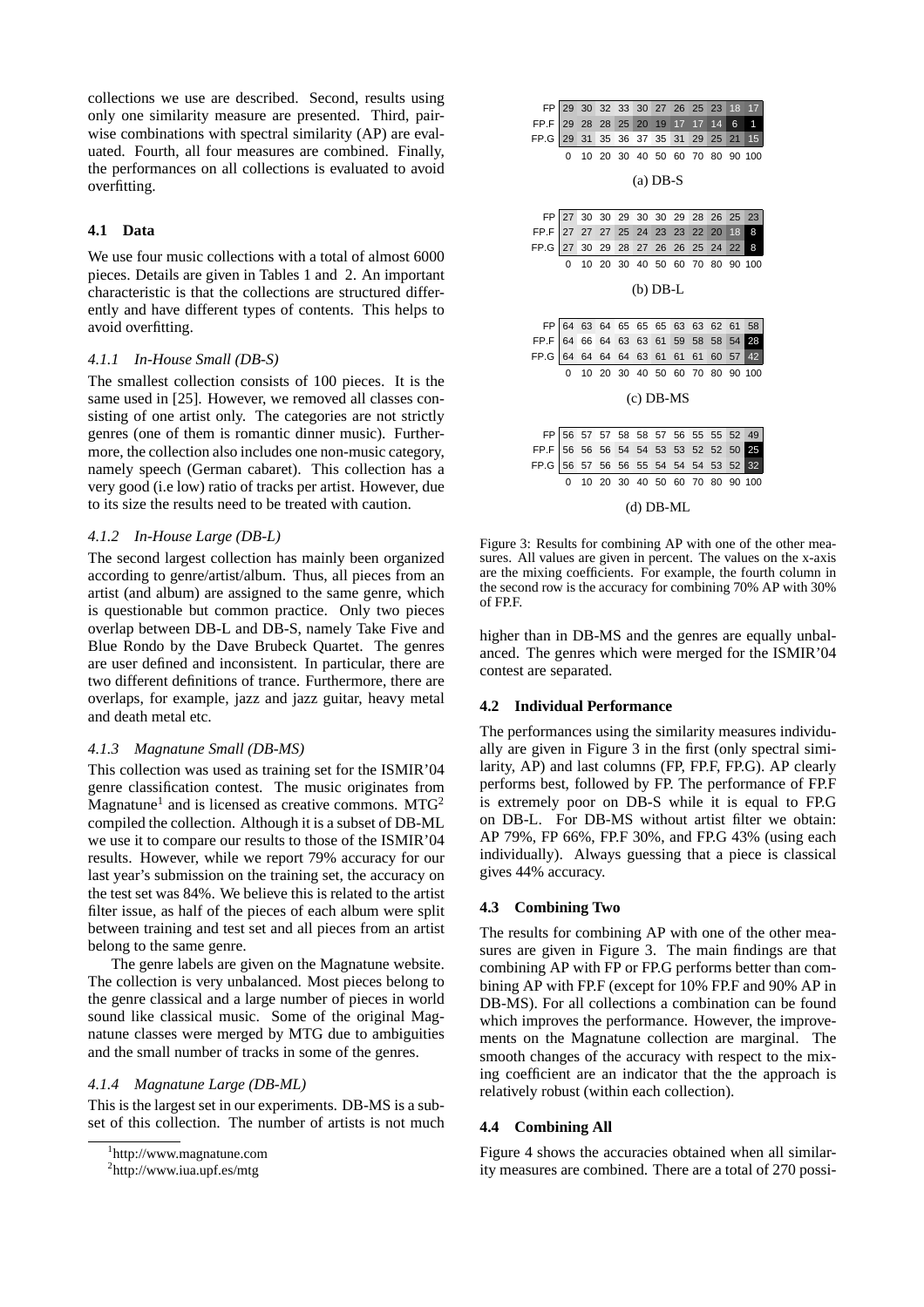collections we use are described. Second, results using only one similarity measure are presented. Third, pairwise combinations with spectral similarity (AP) are evaluated. Fourth, all four measures are combined. Finally, the performances on all collections is evaluated to avoid overfitting.

### 4.1 Data

We use four music collections with a total of almost 6000 pieces. Details are given in Tables 1 and 2. An important characteristic is that the collections are structured differently and have different types of contents. This helps to avoid overfitting.

#### *4.1.1 In-House Small (DB-S)*

The smallest collection consists of 100 pieces. It is the same used in [25]. However, we removed all classes consisting of one artist only. The categories are not strictly genres (one of them is romantic dinner music). Furthermore, the collection also includes one non-music category, namely speech (German cabaret). This collection has a very good (i.e low) ratio of tracks per artist. However, due to its size the results need to be treated with caution.

#### *4.1.2 In-House Large (DB-L)*

The second largest collection has mainly been organized according to genre/artist/album. Thus, all pieces from an artist (and album) are assigned to the same genre, which is questionable but common practice. Only two pieces overlap between DB-L and DB-S, namely Take Five and Blue Rondo by the Dave Brubeck Quartet. The genres are user defined and inconsistent. In particular, there are two different definitions of trance. Furthermore, there are overlaps, for example, jazz and jazz guitar, heavy metal and death metal etc.

#### *4.1.3 Magnatune Small (DB-MS)*

This collection was used as training set for the ISMIR'04 genre classification contest. The music originates from Magnatune[1] and is licensed as creative commons. MTG[2] compiled the collection. Although it is a subset of DB-ML we use it to compare our results to those of the ISMIR'04 results. However, while we report 79% accuracy for our last year's submission on the training set, the accuracy on the test set was 84%. We believe this is related to the artist filter issue, as half of the pieces of each album were split between training and test set and all pieces from an artist belong to the same genre.

The genre labels are given on the Magnatune website. The collection is very unbalanced. Most pieces belong to the genre classical and a large number of pieces in world sound like classical music. Some of the original Magnatune classes were merged by MTG due to ambiguities and the small number of tracks in some of the genres.

#### *4.1.4 Magnatune Large (DB-ML)*

This is the largest set in our experiments. DB-MS is a subset of this collection. The number of artists is not much higher than in DB-MS and the genres are equally unbalanced. The genres which were merged for the ISMIR'04 contest are separated.

[1] http://www.magnatune.com

[2] http://www.iua.upf.es/mtg

|  | 0 | 10 | 20 | 30 | 40 | 50 | 60 | 70 | 80 | 90 | 100 |
|---|---|---|---|---|---|---|---|---|---|---|---|
| FP | 29 | 30 | 32 | 33 | 30 | 27 | 26 | 25 | 23 | 18 | 17 |
| FP.F | 29 | 28 | 28 | 25 | 20 | 19 | 17 | 17 | 14 | 6 | 1 |
| FP.G | 29 | 31 | 35 | 36 | 37 | 35 | 31 | 29 | 25 | 21 | 15 |

(a) DB-S

|  | 0 | 10 | 20 | 30 | 40 | 50 | 60 | 70 | 80 | 90 | 100 |
|---|---|---|---|---|---|---|---|---|---|---|---|
| FP | 27 | 30 | 30 | 29 | 30 | 30 | 29 | 28 | 26 | 25 | 23 |
| FP.F | 27 | 27 | 27 | 25 | 24 | 23 | 23 | 22 | 20 | 18 | 8 |
| FP.G | 27 | 30 | 29 | 28 | 27 | 26 | 26 | 25 | 24 | 22 | 8 |

(b) DB-L

|  | 0 | 10 | 20 | 30 | 40 | 50 | 60 | 70 | 80 | 90 | 100 |
|---|---|---|---|---|---|---|---|---|---|---|---|
| FP | 64 | 63 | 64 | 65 | 65 | 65 | 63 | 63 | 62 | 61 | 58 |
| FP.F | 64 | 66 | 64 | 63 | 63 | 61 | 59 | 58 | 58 | 54 | 28 |
| FP.G | 64 | 64 | 64 | 64 | 63 | 61 | 61 | 61 | 60 | 57 | 42 |

(c) DB-MS

|  | 0 | 10 | 20 | 30 | 40 | 50 | 60 | 70 | 80 | 90 | 100 |
|---|---|---|---|---|---|---|---|---|---|---|---|
| FP | 56 | 57 | 57 | 58 | 58 | 57 | 56 | 55 | 55 | 52 | 49 |
| FP.F | 56 | 56 | 56 | 54 | 54 | 53 | 53 | 52 | 52 | 50 | 25 |
| FP.G | 56 | 57 | 56 | 56 | 55 | 54 | 54 | 54 | 53 | 52 | 32 |

(d) DB-ML

Figure 3: Results for combining AP with one of the other measures. All values are given in percent. The values on the x-axis are the mixing coefficients. For example, the fourth column in the second row is the accuracy for combining 70% AP with 30% of FP.F.

### 4.2 Individual Performance

The performances using the similarity measures individually are given in Figure 3 in the first (only spectral similarity, AP) and last columns (FP, FP.F, FP.G). AP clearly performs best, followed by FP. The performance of FP.F is extremely poor on DB-S while it is equal to FP.G on DB-L. For DB-MS without artist filter we obtain: AP 79%, FP 66%, FP.F 30%, and FP.G 43% (using each individually). Always guessing that a piece is classical gives 44% accuracy.

### 4.3 Combining Two

The results for combining AP with one of the other measures are given in Figure 3. The main findings are that combining AP with FP or FP.G performs better than combining AP with FP.F (except for 10% FP.F and 90% AP in DB-MS). For all collections a combination can be found which improves the performance. However, the improvements on the Magnatune collection are marginal. The smooth changes of the accuracy with respect to the mixing coefficient are an indicator that the approach is relatively robust (within each collection).

### 4.4 Combining All

Figure 4 shows the accuracies obtained when all similarity measures are combined. There are a total of 270 possi-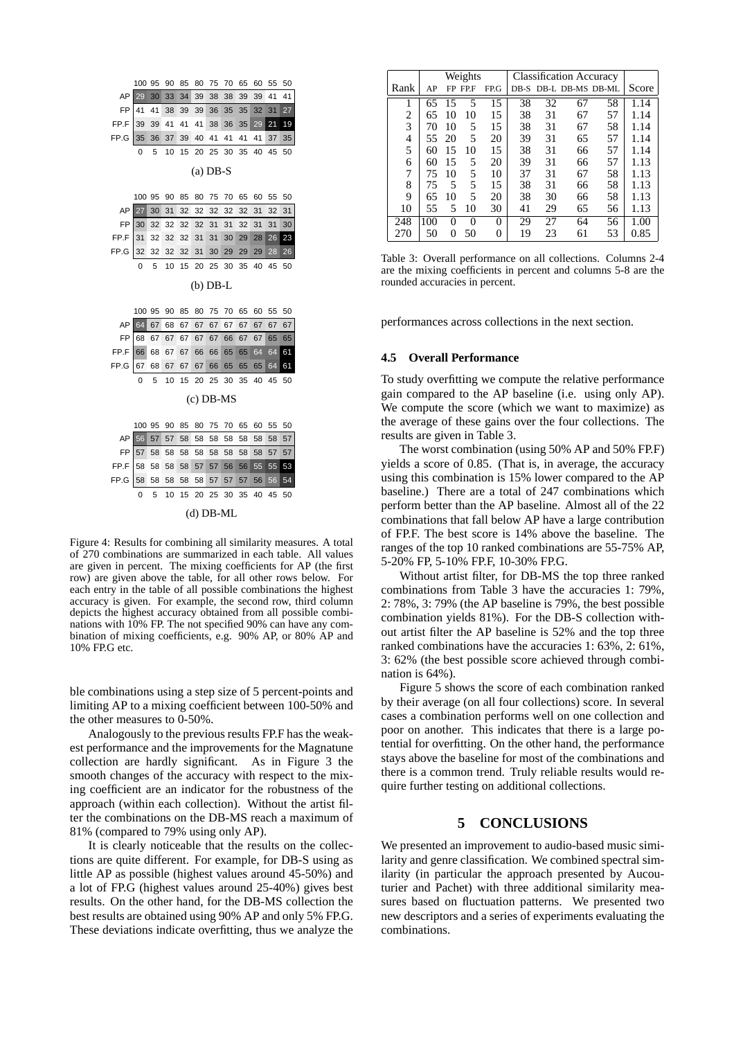|  | 100 | 95 | 90 | 85 | 80 | 75 | 70 | 65 | 60 | 55 | 50 |
|---|---|---|---|---|---|---|---|---|---|---|---|
| AP | 29 | 30 | 33 | 34 | 39 | 38 | 38 | 39 | 39 | 41 | 41 |
| FP | 41 | 41 | 38 | 39 | 39 | 36 | 35 | 35 | 32 | 31 | 27 |
| FP.F | 39 | 39 | 41 | 41 | 41 | 38 | 36 | 35 | 29 | 21 | 19 |
| FP.G | 35 | 36 | 37 | 39 | 40 | 41 | 41 | 41 | 41 | 37 | 35 |
|  | 0 | 5 | 10 | 15 | 20 | 25 | 30 | 35 | 40 | 45 | 50 |

(a) DB-S

|  | 100 | 95 | 90 | 85 | 80 | 75 | 70 | 65 | 60 | 55 | 50 |
|---|---|---|---|---|---|---|---|---|---|---|---|
| AP | 27 | 30 | 31 | 32 | 32 | 32 | 32 | 32 | 31 | 32 | 31 |
| FP | 30 | 32 | 32 | 32 | 32 | 31 | 31 | 32 | 31 | 31 | 30 |
| FP.F | 31 | 32 | 32 | 32 | 31 | 31 | 30 | 29 | 28 | 26 | 23 |
| FP.G | 32 | 32 | 32 | 32 | 31 | 30 | 29 | 29 | 29 | 28 | 26 |
|  | 0 | 5 | 10 | 15 | 20 | 25 | 30 | 35 | 40 | 45 | 50 |

(b) DB-L

|  | 100 | 95 | 90 | 85 | 80 | 75 | 70 | 65 | 60 | 55 | 50 |
|---|---|---|---|---|---|---|---|---|---|---|---|
| AP | 64 | 67 | 68 | 67 | 67 | 67 | 67 | 67 | 67 | 67 | 67 |
| FP | 68 | 67 | 67 | 67 | 67 | 67 | 66 | 67 | 67 | 65 | 65 |
| FP.F | 66 | 68 | 67 | 67 | 66 | 66 | 65 | 65 | 64 | 64 | 61 |
| FP.G | 67 | 68 | 67 | 67 | 67 | 66 | 65 | 65 | 65 | 64 | 61 |
|  | 0 | 5 | 10 | 15 | 20 | 25 | 30 | 35 | 40 | 45 | 50 |

(c) DB-MS

|  | 100 | 95 | 90 | 85 | 80 | 75 | 70 | 65 | 60 | 55 | 50 |
|---|---|---|---|---|---|---|---|---|---|---|---|
| AP | 56 | 57 | 57 | 58 | 58 | 58 | 58 | 58 | 58 | 58 | 57 |
| FP | 57 | 58 | 58 | 58 | 58 | 58 | 58 | 58 | 58 | 57 | 57 |
| FP.F | 58 | 58 | 58 | 58 | 57 | 57 | 56 | 56 | 55 | 55 | 53 |
| FP.G | 58 | 58 | 58 | 58 | 58 | 57 | 57 | 57 | 56 | 56 | 54 |
|  | 0 | 5 | 10 | 15 | 20 | 25 | 30 | 35 | 40 | 45 | 50 |

(d) DB-ML

Figure 4: Results for combining all similarity measures. A total of 270 combinations are summarized in each table. All values are given in percent. The mixing coefficients for AP (the first row) are given above the table, for all other rows below. For each entry in the table of all possible combinations the highest accuracy is given. For example, the second row, third column depicts the highest accuracy obtained from all possible combinations with 10% FP. The not specified 90% can have any combination of mixing coefficients, e.g. 90% AP, or 80% AP and 10% FP.G etc.

ble combinations using a step size of 5 percent-points and limiting AP to a mixing coefficient between 100-50% and the other measures to 0-50%.

Analogously to the previous results FP.F has the weakest performance and the improvements for the Magnatune collection are hardly significant. As in Figure 3 the smooth changes of the accuracy with respect to the mixing coefficient are an indicator for the robustness of the approach (within each collection). Without the artist filter the combinations on the DB-MS reach a maximum of 81% (compared to 79% using only AP).

It is clearly noticeable that the results on the collections are quite different. For example, for DB-S using as little AP as possible (highest values around 45-50%) and a lot of FP.G (highest values around 25-40%) gives best results. On the other hand, for the DB-MS collection the best results are obtained using 90% AP and only 5% FP.G. These deviations indicate overfitting, thus we analyze the performances across collections in the next section.

| Rank | Weights | | | | Classification Accuracy | | | | Score |
|---|---|---|---|---|---|---|---|---|---|
| | AP | FP | FP.F | FP.G | DB-S | DB-L | DB-MS | DB-ML | |
| 1 | 65 | 15 | 5 | 15 | 38 | 32 | 67 | 58 | 1.14 |
| 2 | 65 | 10 | 10 | 15 | 38 | 31 | 67 | 57 | 1.14 |
| 3 | 70 | 10 | 5 | 15 | 38 | 31 | 67 | 58 | 1.14 |
| 4 | 55 | 20 | 5 | 20 | 39 | 31 | 65 | 57 | 1.14 |
| 5 | 60 | 15 | 10 | 15 | 38 | 31 | 66 | 57 | 1.14 |
| 6 | 60 | 15 | 5 | 20 | 39 | 31 | 66 | 57 | 1.13 |
| 7 | 75 | 10 | 5 | 10 | 37 | 31 | 67 | 58 | 1.13 |
| 8 | 75 | 5 | 5 | 15 | 38 | 31 | 66 | 58 | 1.13 |
| 9 | 65 | 10 | 5 | 20 | 38 | 30 | 66 | 58 | 1.13 |
| 10 | 55 | 5 | 10 | 30 | 41 | 29 | 65 | 56 | 1.13 |
| 248 | 100 | 0 | 0 | 0 | 29 | 27 | 64 | 56 | 1.00 |
| 270 | 50 | 0 | 50 | 0 | 19 | 23 | 61 | 53 | 0.85 |

Table 3: Overall performance on all collections. Columns 2-4 are the mixing coefficients in percent and columns 5-8 are the rounded accuracies in percent.

### 4.5 Overall Performance

To study overfitting we compute the relative performance gain compared to the AP baseline (i.e. using only AP). We compute the score (which we want to maximize) as the average of these gains over the four collections. The results are given in Table 3.

The worst combination (using 50% AP and 50% FP.F) yields a score of 0.85. (That is, in average, the accuracy using this combination is 15% lower compared to the AP baseline.) There are a total of 247 combinations which perform better than the AP baseline. Almost all of the 22 combinations that fall below AP have a large contribution of FP.F. The best score is 14% above the baseline. The ranges of the top 10 ranked combinations are 55-75% AP, 5-20% FP, 5-10% FP.F, 10-30% FP.G.

Without artist filter, for DB-MS the top three ranked combinations from Table 3 have the accuracies 1: 79%, 2: 78%, 3: 79% (the AP baseline is 79%, the best possible combination yields 81%). For the DB-S collection without artist filter the AP baseline is 52% and the top three ranked combinations have the accuracies 1: 63%, 2: 61%, 3: 62% (the best possible score achieved through combination is 64%).

Figure 5 shows the score of each combination ranked by their average (on all four collections) score. In several cases a combination performs well on one collection and poor on another. This indicates that there is a large potential for overfitting. On the other hand, the performance stays above the baseline for most of the combinations and there is a common trend. Truly reliable results would require further testing on additional collections.

## 5 CONCLUSIONS

We presented an improvement to audio-based music similarity and genre classification. We combined spectral similarity (in particular the approach presented by Aucouturier and Pachet) with three additional similarity measures based on fluctuation patterns. We presented two new descriptors and a series of experiments evaluating the combinations.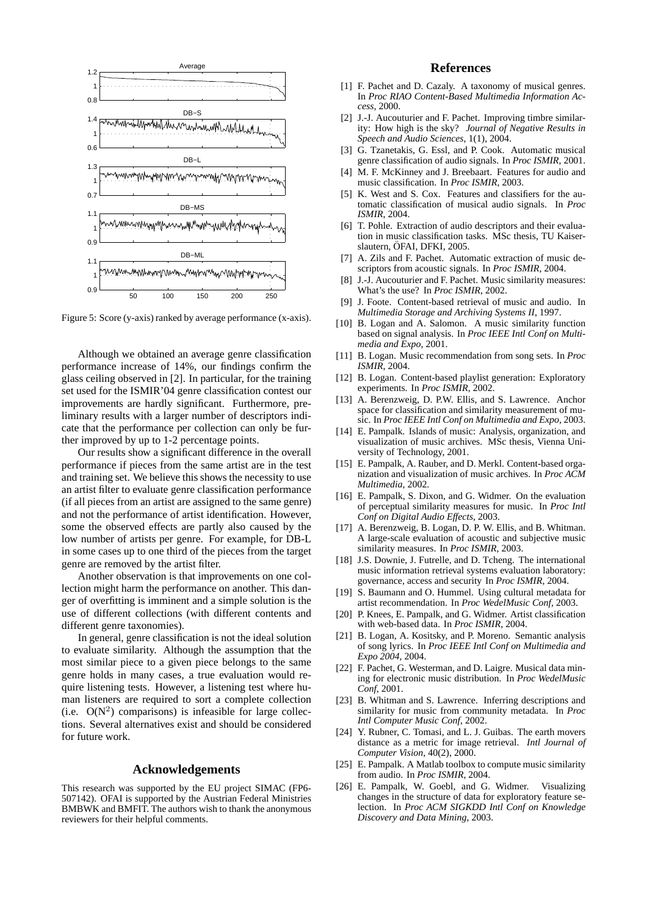Average

1.2
1
0.8

DB−S

1.4
1
0.6

DB−L

1.3
1
0.7

DB−MS

1.1
1
0.9

DB−ML

1.1
1
0.9

50 100 150 200 250

Figure 5: Score (y-axis) ranked by average performance (x-axis).

Although we obtained an average genre classification performance increase of 14%, our findings confirm the glass ceiling observed in [2]. In particular, for the training set used for the ISMIR'04 genre classification contest our improvements are hardly significant. Furthermore, preliminary results with a larger number of descriptors indicate that the performance per collection can only be further improved by up to 1-2 percentage points.

Our results show a significant difference in the overall performance if pieces from the same artist are in the test and training set. We believe this shows the necessity to use an artist filter to evaluate genre classification performance (if all pieces from an artist are assigned to the same genre) and not the performance of artist identification. However, some the observed effects are partly also caused by the low number of artists per genre. For example, for DB-L in some cases up to one third of the pieces from the target genre are removed by the artist filter.

Another observation is that improvements on one collection might harm the performance on another. This danger of overfitting is imminent and a simple solution is the use of different collections (with different contents and different genre taxonomies).

In general, genre classification is not the ideal solution to evaluate similarity. Although the assumption that the most similar piece to a given piece belongs to the same genre holds in many cases, a true evaluation would require listening tests. However, a listening test where human listeners are required to sort a complete collection (i.e. $O(N^2)$ comparisons) is infeasible for large collections. Several alternatives exist and should be considered for future work.

## Acknowledgements

This research was supported by the EU project SIMAC (FP6-507142). OFAI is supported by the Austrian Federal Ministries BMBWK and BMFIT. The authors wish to thank the anonymous reviewers for their helpful comments.

## References

[1] F. Pachet and D. Cazaly. A taxonomy of musical genres. In *Proc RIAO Content-Based Multimedia Information Access*, 2000.

[2] J.-J. Aucouturier and F. Pachet. Improving timbre similarity: How high is the sky? *Journal of Negative Results in Speech and Audio Sciences*, 1(1), 2004.

[3] G. Tzanetakis, G. Essl, and P. Cook. Automatic musical genre classification of audio signals. In *Proc ISMIR*, 2001.

[4] M. F. McKinney and J. Breebaart. Features for audio and music classification. In *Proc ISMIR*, 2003.

[5] K. West and S. Cox. Features and classifiers for the automatic classification of musical audio signals. In *Proc ISMIR*, 2004.

[6] T. Pohle. Extraction of audio descriptors and their evaluation in music classification tasks. MSc thesis, TU Kaiserslautern, ÖFAI, DFKI, 2005.

[7] A. Zils and F. Pachet. Automatic extraction of music descriptors from acoustic signals. In *Proc ISMIR*, 2004.

[8] J.-J. Aucouturier and F. Pachet. Music similarity measures: What's the use? In *Proc ISMIR*, 2002.

[9] J. Foote. Content-based retrieval of music and audio. In *Multimedia Storage and Archiving Systems II*, 1997.

[10] B. Logan and A. Salomon. A music similarity function based on signal analysis. In *Proc IEEE Intl Conf on Multimedia and Expo*, 2001.

[11] B. Logan. Music recommendation from song sets. In *Proc ISMIR*, 2004.

[12] B. Logan. Content-based playlist generation: Exploratory experiments. In *Proc ISMIR*, 2002.

[13] A. Berenzweig, D. P.W. Ellis, and S. Lawrence. Anchor space for classification and similarity measurement of music. In *Proc IEEE Intl Conf on Multimedia and Expo*, 2003.

[14] E. Pampalk. Islands of music: Analysis, organization, and visualization of music archives. MSc thesis, Vienna University of Technology, 2001.

[15] E. Pampalk, A. Rauber, and D. Merkl. Content-based organization and visualization of music archives. In *Proc ACM Multimedia*, 2002.

[16] E. Pampalk, S. Dixon, and G. Widmer. On the evaluation of perceptual similarity measures for music. In *Proc Intl Conf on Digital Audio Effects*, 2003.

[17] A. Berenzweig, B. Logan, D. P. W. Ellis, and B. Whitman. A large-scale evaluation of acoustic and subjective music similarity measures. In *Proc ISMIR*, 2003.

[18] J.S. Downie, J. Futrelle, and D. Tcheng. The international music information retrieval systems evaluation laboratory: governance, access and security In *Proc ISMIR*, 2004.

[19] S. Baumann and O. Hummel. Using cultural metadata for artist recommendation. In *Proc WedelMusic Conf*, 2003.

[20] P. Knees, E. Pampalk, and G. Widmer. Artist classification with web-based data. In *Proc ISMIR*, 2004.

[21] B. Logan, A. Kositsky, and P. Moreno. Semantic analysis of song lyrics. In *Proc IEEE Intl Conf on Multimedia and Expo 2004*, 2004.

[22] F. Pachet, G. Westerman, and D. Laigre. Musical data mining for electronic music distribution. In *Proc WedelMusic Conf*, 2001.

[23] B. Whitman and S. Lawrence. Inferring descriptions and similarity for music from community metadata. In *Proc Intl Computer Music Conf*, 2002.

[24] Y. Rubner, C. Tomasi, and L. J. Guibas. The earth movers distance as a metric for image retrieval. *Intl Journal of Computer Vision*, 40(2), 2000.

[25] E. Pampalk. A Matlab toolbox to compute music similarity from audio. In *Proc ISMIR*, 2004.

[26] E. Pampalk, W. Goebl, and G. Widmer. Visualizing changes in the structure of data for exploratory feature selection. In *Proc ACM SIGKDD Intl Conf on Knowledge Discovery and Data Mining*, 2003.